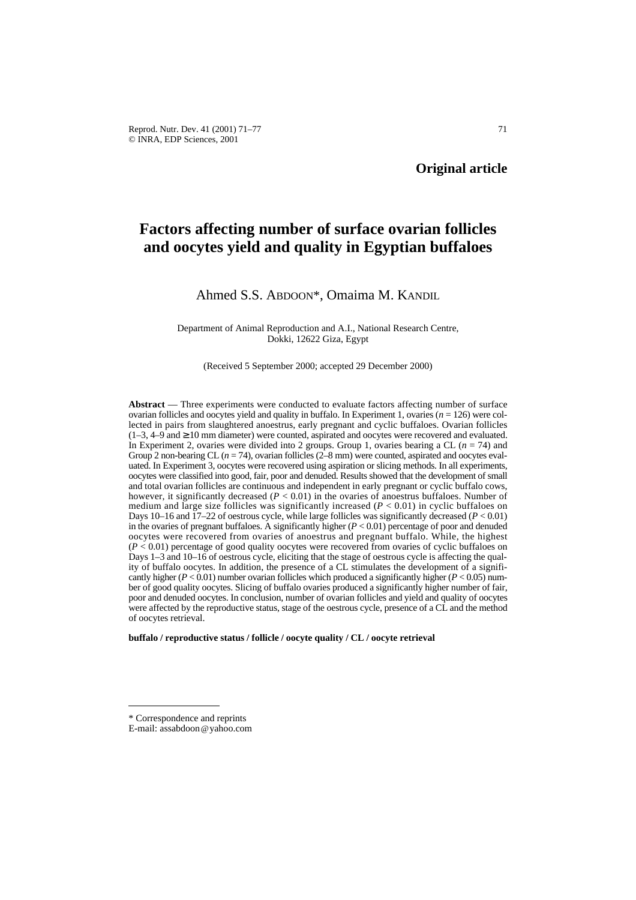**Original article**

# Factors affecting number of surface ovarian follicles and oocytes yield and quality in Egyptian buffaloes

Ahmed S.S. ABDOON*, Omaima M. KANDIL

Department of Animal Reproduction and A.I., National Research Centre, Dokki, 12622 Giza, Egypt

(Received 5 September 2000; accepted 29 December 2000)

**Abstract** — Three experiments were conducted to evaluate factors affecting number of surface ovarian follicles and oocytes yield and quality in buffalo. In Experiment 1, ovaries ($n = 126$) were collected in pairs from slaughtered anoestrus, early pregnant and cyclic buffaloes. Ovarian follicles (1–3, 4–9 and ≥ 10 mm diameter) were counted, aspirated and oocytes were recovered and evaluated. In Experiment 2, ovaries were divided into 2 groups. Group 1, ovaries bearing a CL ($n = 74$) and Group 2 non-bearing CL ($n = 74$), ovarian follicles (2–8 mm) were counted, aspirated and oocytes evaluated. In Experiment 3, oocytes were recovered using aspiration or slicing methods. In all experiments, oocytes were classified into good, fair, poor and denuded. Results showed that the development of small and total ovarian follicles are continuous and independent in early pregnant or cyclic buffalo cows, however, it significantly decreased ($P < 0.01$) in the ovaries of anoestrus buffaloes. Number of medium and large size follicles was significantly increased ($P < 0.01$) in cyclic buffaloes on Days 10–16 and 17–22 of oestrous cycle, while large follicles was significantly decreased ($P < 0.01$) in the ovaries of pregnant buffaloes. A significantly higher ($P < 0.01$) percentage of poor and denuded oocytes were recovered from ovaries of anoestrus and pregnant buffalo. While, the highest ($P < 0.01$) percentage of good quality oocytes were recovered from ovaries of cyclic buffaloes on Days 1–3 and 10–16 of oestrous cycle, eliciting that the stage of oestrous cycle is affecting the quality of buffalo oocytes. In addition, the presence of a CL stimulates the development of a significantly higher ($P < 0.01$) number ovarian follicles which produced a significantly higher ($P < 0.05$) number of good quality oocytes. Slicing of buffalo ovaries produced a significantly higher number of fair, poor and denuded oocytes. In conclusion, number of ovarian follicles and yield and quality of oocytes were affected by the reproductive status, stage of the oestrous cycle, presence of a CL and the method of oocytes retrieval.

**buffalo / reproductive status / follicle / oocyte quality / CL / oocyte retrieval**

---

\* Correspondence and reprints
E-mail: assabdoon@yahoo.com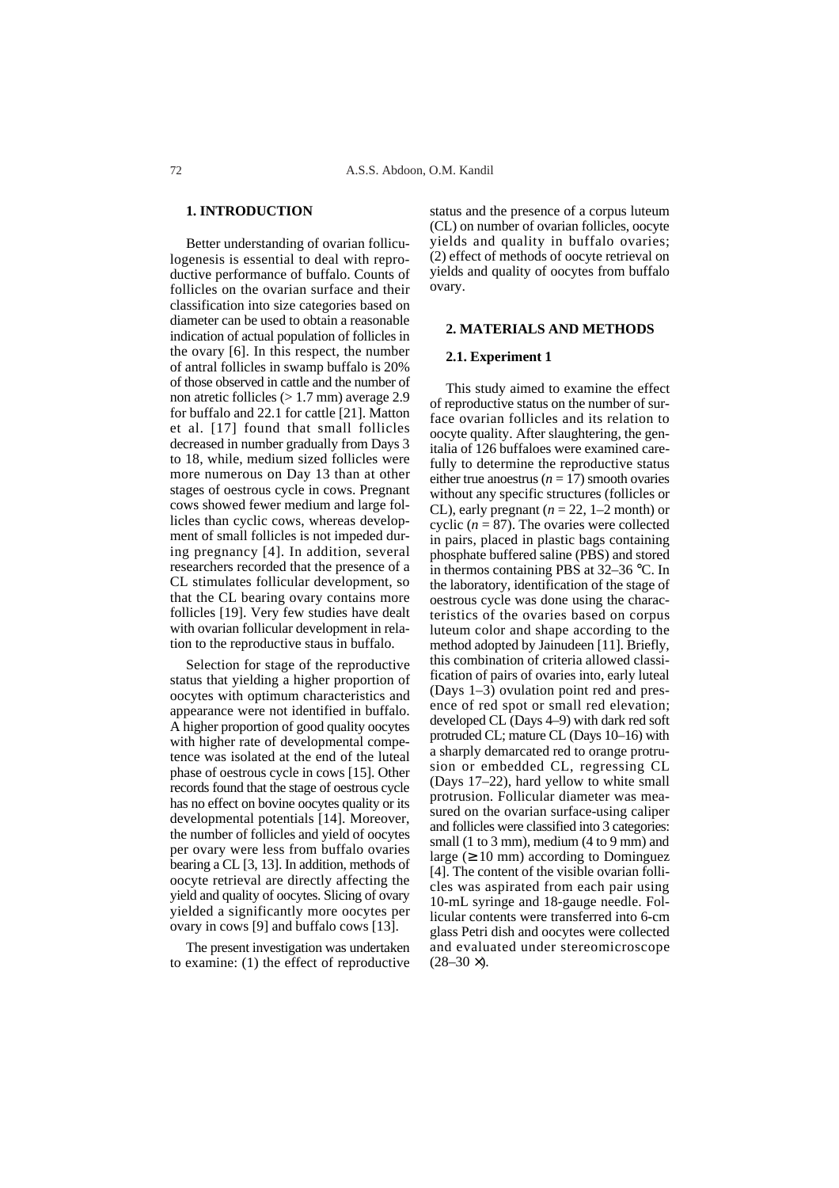## 1. INTRODUCTION

Better understanding of ovarian folliculogenesis is essential to deal with reproductive performance of buffalo. Counts of follicles on the ovarian surface and their classification into size categories based on diameter can be used to obtain a reasonable indication of actual population of follicles in the ovary [6]. In this respect, the number of antral follicles in swamp buffalo is 20% of those observed in cattle and the number of non atretic follicles (> 1.7 mm) average 2.9 for buffalo and 22.1 for cattle [21]. Matton et al. [17] found that small follicles decreased in number gradually from Days 3 to 18, while, medium sized follicles were more numerous on Day 13 than at other stages of oestrous cycle in cows. Pregnant cows showed fewer medium and large follicles than cyclic cows, whereas development of small follicles is not impeded during pregnancy [4]. In addition, several researchers recorded that the presence of a CL stimulates follicular development, so that the CL bearing ovary contains more follicles [19]. Very few studies have dealt with ovarian follicular development in relation to the reproductive staus in buffalo.

Selection for stage of the reproductive status that yielding a higher proportion of oocytes with optimum characteristics and appearance were not identified in buffalo. A higher proportion of good quality oocytes with higher rate of developmental competence was isolated at the end of the luteal phase of oestrous cycle in cows [15]. Other records found that the stage of oestrous cycle has no effect on bovine oocytes quality or its developmental potentials [14]. Moreover, the number of follicles and yield of oocytes per ovary were less from buffalo ovaries bearing a CL [3, 13]. In addition, methods of oocyte retrieval are directly affecting the yield and quality of oocytes. Slicing of ovary yielded a significantly more oocytes per ovary in cows [9] and buffalo cows [13].

The present investigation was undertaken to examine: (1) the effect of reproductive status and the presence of a corpus luteum (CL) on number of ovarian follicles, oocyte yields and quality in buffalo ovaries; (2) effect of methods of oocyte retrieval on yields and quality of oocytes from buffalo ovary.

## 2. MATERIALS AND METHODS

### 2.1. Experiment 1

This study aimed to examine the effect of reproductive status on the number of surface ovarian follicles and its relation to oocyte quality. After slaughtering, the genitalia of 126 buffaloes were examined carefully to determine the reproductive status either true anoestrus ($n = 17$) smooth ovaries without any specific structures (follicles or CL), early pregnant ($n = 22$, 1–2 month) or cyclic ($n = 87$). The ovaries were collected in pairs, placed in plastic bags containing phosphate buffered saline (PBS) and stored in thermos containing PBS at 32–36 °C. In the laboratory, identification of the stage of oestrous cycle was done using the characteristics of the ovaries based on corpus luteum color and shape according to the method adopted by Jainudeen [11]. Briefly, this combination of criteria allowed classification of pairs of ovaries into, early luteal (Days 1–3) ovulation point red and presence of red spot or small red elevation; developed CL (Days 4–9) with dark red soft protruded CL; mature CL (Days 10–16) with a sharply demarcated red to orange protrusion or embedded CL, regressing CL (Days 17–22), hard yellow to white small protrusion. Follicular diameter was measured on the ovarian surface-using caliper and follicles were classified into 3 categories: small (1 to 3 mm), medium (4 to 9 mm) and large (≥ 10 mm) according to Dominguez [4]. The content of the visible ovarian follicles was aspirated from each pair using 10-mL syringe and 18-gauge needle. Follicular contents were transferred into 6-cm glass Petri dish and oocytes were collected and evaluated under stereomicroscope (28–30 ×).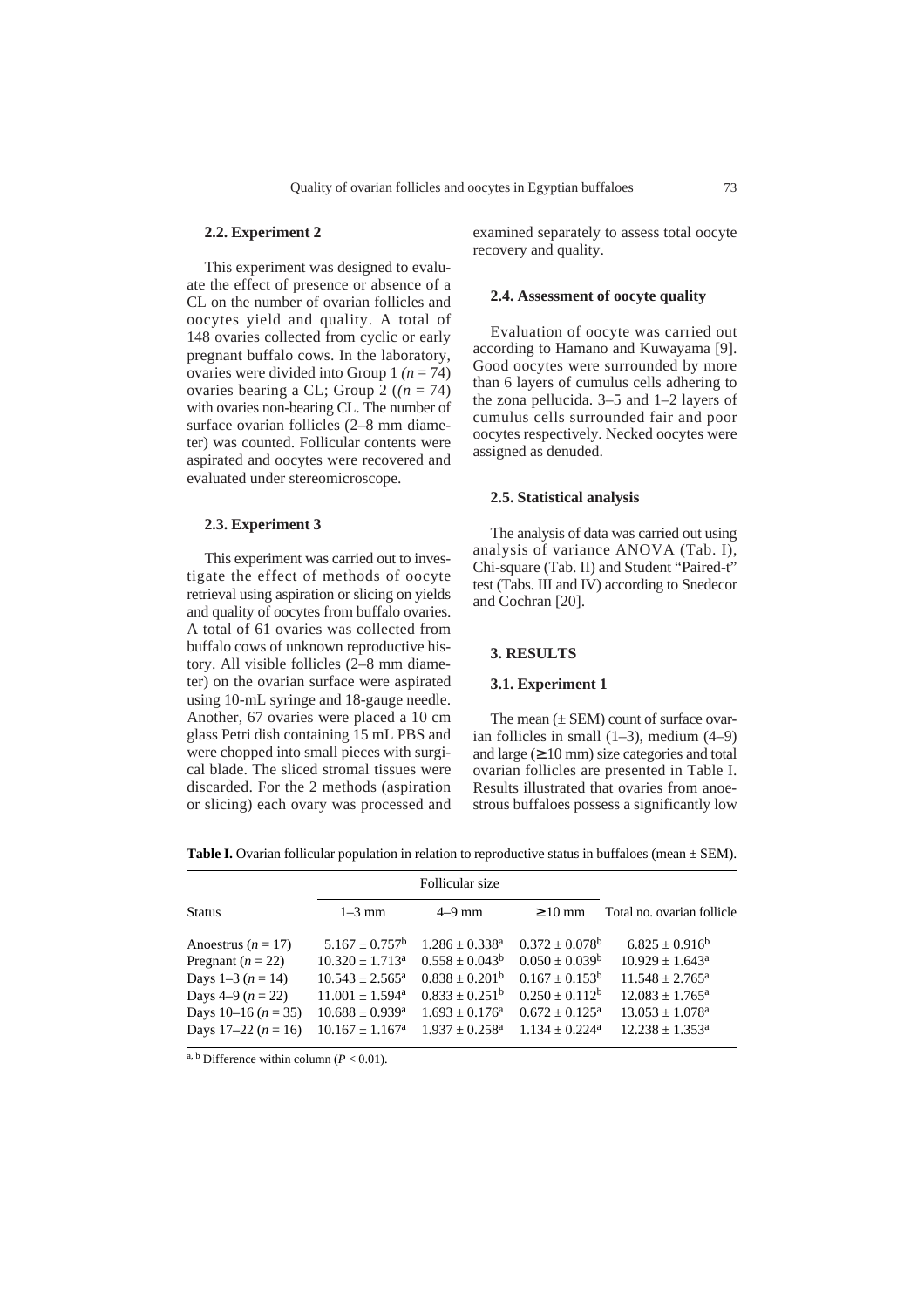### 2.2. Experiment 2

This experiment was designed to evaluate the effect of presence or absence of a CL on the number of ovarian follicles and oocytes yield and quality. A total of 148 ovaries collected from cyclic or early pregnant buffalo cows. In the laboratory, ovaries were divided into Group 1 *(n* = 74) ovaries bearing a CL; Group 2 (*(n* = 74) with ovaries non-bearing CL. The number of surface ovarian follicles (2–8 mm diameter) was counted. Follicular contents were aspirated and oocytes were recovered and evaluated under stereomicroscope.

### 2.3. Experiment 3

This experiment was carried out to investigate the effect of methods of oocyte retrieval using aspiration or slicing on yields and quality of oocytes from buffalo ovaries. A total of 61 ovaries was collected from buffalo cows of unknown reproductive history. All visible follicles (2–8 mm diameter) on the ovarian surface were aspirated using 10-mL syringe and 18-gauge needle. Another, 67 ovaries were placed a 10 cm glass Petri dish containing 15 mL PBS and were chopped into small pieces with surgical blade. The sliced stromal tissues were discarded. For the 2 methods (aspiration or slicing) each ovary was processed and examined separately to assess total oocyte recovery and quality.

### 2.4. Assessment of oocyte quality

Evaluation of oocyte was carried out according to Hamano and Kuwayama [9]. Good oocytes were surrounded by more than 6 layers of cumulus cells adhering to the zona pellucida. 3–5 and 1–2 layers of cumulus cells surrounded fair and poor oocytes respectively. Necked oocytes were assigned as denuded.

### 2.5. Statistical analysis

The analysis of data was carried out using analysis of variance ANOVA (Tab. I), Chi-square (Tab. II) and Student "Paired-t" test (Tabs. III and IV) according to Snedecor and Cochran [20].

## 3. RESULTS

### 3.1. Experiment 1

The mean (± SEM) count of surface ovarian follicles in small (1–3), medium (4–9) and large (≥ 10 mm) size categories and total ovarian follicles are presented in Table I. Results illustrated that ovaries from anoestrous buffaloes possess a significantly low

**Table I.** Ovarian follicular population in relation to reproductive status in buffaloes (mean ± SEM).

| Status | Follicular size | | | Total no. ovarian follicle |
|---|---|---|---|---|
| | 1–3 mm | 4–9 mm | ≥ 10 mm | |
| Anoestrus (*n* = 17) | 5.167 ± 0.757$^{b}$ | 1.286 ± 0.338$^{a}$ | 0.372 ± 0.078$^{b}$ | 6.825 ± 0.916$^{b}$ |
| Pregnant (*n* = 22) | 10.320 ± 1.713$^{a}$ | 0.558 ± 0.043$^{b}$ | 0.050 ± 0.039$^{b}$ | 10.929 ± 1.643$^{a}$ |
| Days 1–3 (*n* = 14) | 10.543 ± 2.565$^{a}$ | 0.838 ± 0.201$^{b}$ | 0.167 ± 0.153$^{b}$ | 11.548 ± 2.765$^{a}$ |
| Days 4–9 (*n* = 22) | 11.001 ± 1.594$^{a}$ | 0.833 ± 0.251$^{b}$ | 0.250 ± 0.112$^{b}$ | 12.083 ± 1.765$^{a}$ |
| Days 10–16 (*n* = 35) | 10.688 ± 0.939$^{a}$ | 1.693 ± 0.176$^{a}$ | 0.672 ± 0.125$^{a}$ | 13.053 ± 1.078$^{a}$ |
| Days 17–22 (*n* = 16) | 10.167 ± 1.167$^{a}$ | 1.937 ± 0.258$^{a}$ | 1.134 ± 0.224$^{a}$ | 12.238 ± 1.353$^{a}$ |

$^{a, b}$ Difference within column ($P < 0.01$).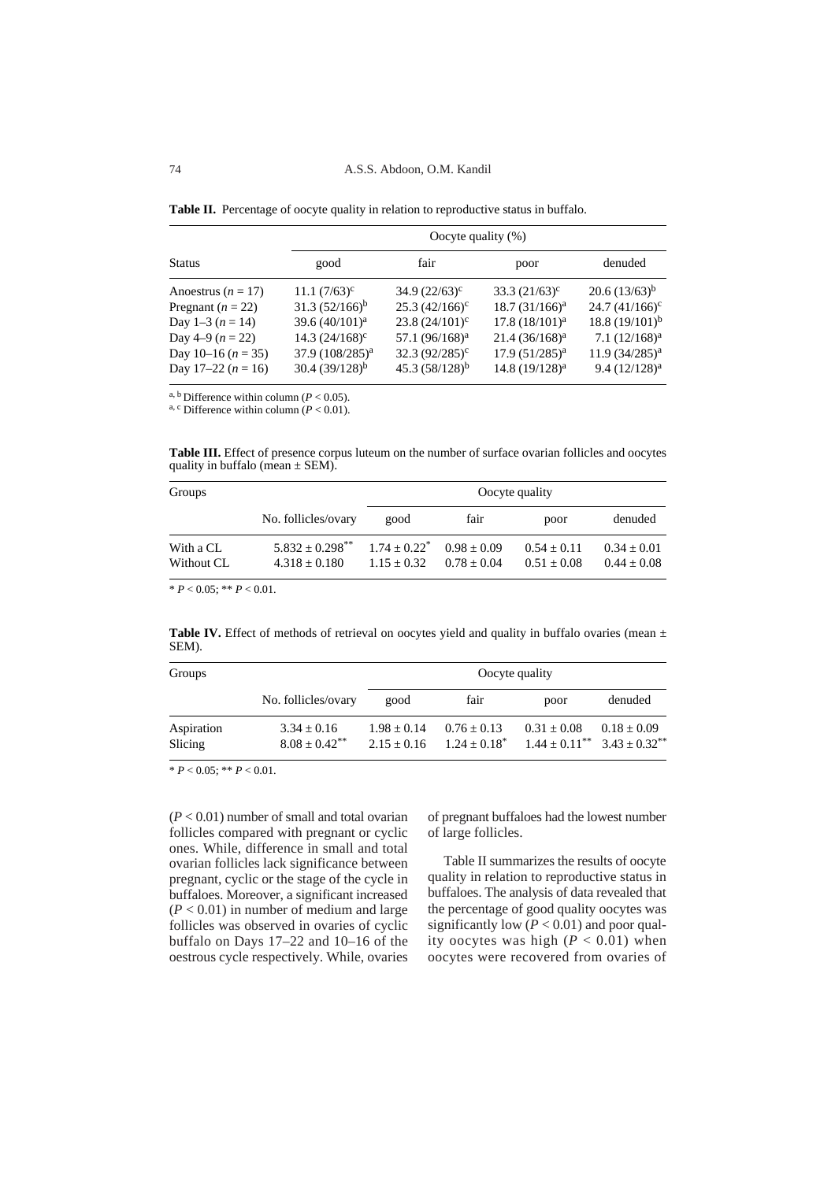**Table II.** Percentage of oocyte quality in relation to reproductive status in buffalo.

| Status | Oocyte quality (%) | | | |
|---|---|---|---|---|
| | good | fair | poor | denuded |
| Anoestrus ($n = 17$) | 11.1 (7/63)[c] | 34.9 (22/63)[c] | 33.3 (21/63)[c] | 20.6 (13/63)[b] |
| Pregnant ($n = 22$) | 31.3 (52/166)[b] | 25.3 (42/166)[c] | 18.7 (31/166)[a] | 24.7 (41/166)[c] |
| Day 1–3 ($n = 14$) | 39.6 (40/101)[a] | 23.8 (24/101)[c] | 17.8 (18/101)[a] | 18.8 (19/101)[b] |
| Day 4–9 ($n = 22$) | 14.3 (24/168)[c] | 57.1 (96/168)[a] | 21.4 (36/168)[a] | 7.1 (12/168)[a] |
| Day 10–16 ($n = 35$) | 37.9 (108/285)[a] | 32.3 (92/285)[c] | 17.9 (51/285)[a] | 11.9 (34/285)[a] |
| Day 17–22 ($n = 16$) | 30.4 (39/128)[b] | 45.3 (58/128)[b] | 14.8 (19/128)[a] | 9.4 (12/128)[a] |

[a, b] Difference within column ($P < 0.05$).
[a, c] Difference within column ($P < 0.01$).

**Table III.** Effect of presence corpus luteum on the number of surface ovarian follicles and oocytes quality in buffalo (mean ± SEM).

| Groups | | Oocyte quality | | | |
|---|---|---|---|---|---|
| | No. follicles/ovary | good | fair | poor | denuded |
| With a CL | 5.832 ± 0.298** | 1.74 ± 0.22* | 0.98 ± 0.09 | 0.54 ± 0.11 | 0.34 ± 0.01 |
| Without CL | 4.318 ± 0.180 | 1.15 ± 0.32 | 0.78 ± 0.04 | 0.51 ± 0.08 | 0.44 ± 0.08 |

* $P < 0.05$; ** $P < 0.01$.

**Table IV.** Effect of methods of retrieval on oocytes yield and quality in buffalo ovaries (mean ± SEM).

| Groups | | Oocyte quality | | | |
|---|---|---|---|---|---|
| | No. follicles/ovary | good | fair | poor | denuded |
| Aspiration | 3.34 ± 0.16 | 1.98 ± 0.14 | 0.76 ± 0.13 | 0.31 ± 0.08 | 0.18 ± 0.09 |
| Slicing | 8.08 ± 0.42** | 2.15 ± 0.16 | 1.24 ± 0.18* | 1.44 ± 0.11** | 3.43 ± 0.32** |

* $P < 0.05$; ** $P < 0.01$.

($P < 0.01$) number of small and total ovarian follicles compared with pregnant or cyclic ones. While, difference in small and total ovarian follicles lack significance between pregnant, cyclic or the stage of the cycle in buffaloes. Moreover, a significant increased ($P < 0.01$) in number of medium and large follicles was observed in ovaries of cyclic buffalo on Days 17–22 and 10–16 of the oestrous cycle respectively. While, ovaries of pregnant buffaloes had the lowest number of large follicles.

Table II summarizes the results of oocyte quality in relation to reproductive status in buffaloes. The analysis of data revealed that the percentage of good quality oocytes was significantly low ($P < 0.01$) and poor quality oocytes was high ($P < 0.01$) when oocytes were recovered from ovaries of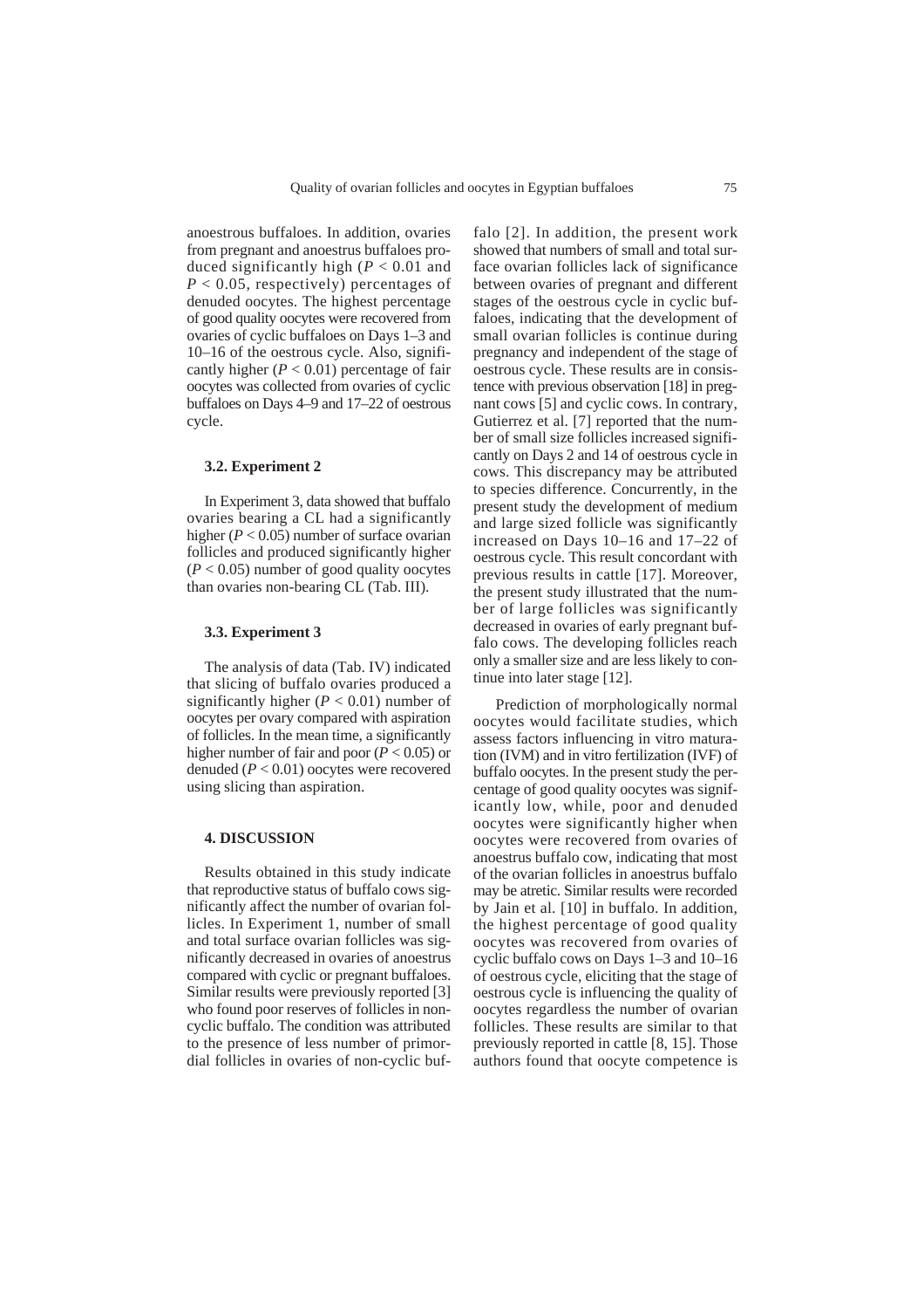anoestrous buffaloes. In addition, ovaries from pregnant and anoestrus buffaloes produced significantly high ($P < 0.01$ and $P < 0.05$, respectively) percentages of denuded oocytes. The highest percentage of good quality oocytes were recovered from ovaries of cyclic buffaloes on Days 1–3 and 10–16 of the oestrous cycle. Also, significantly higher ($P < 0.01$) percentage of fair oocytes was collected from ovaries of cyclic buffaloes on Days 4–9 and 17–22 of oestrous cycle.

### 3.2. Experiment 2

In Experiment 3, data showed that buffalo ovaries bearing a CL had a significantly higher ($P < 0.05$) number of surface ovarian follicles and produced significantly higher ($P < 0.05$) number of good quality oocytes than ovaries non-bearing CL (Tab. III).

### 3.3. Experiment 3

The analysis of data (Tab. IV) indicated that slicing of buffalo ovaries produced a significantly higher ($P < 0.01$) number of oocytes per ovary compared with aspiration of follicles. In the mean time, a significantly higher number of fair and poor ($P < 0.05$) or denuded ($P < 0.01$) oocytes were recovered using slicing than aspiration.

## 4. DISCUSSION

Results obtained in this study indicate that reproductive status of buffalo cows significantly affect the number of ovarian follicles. In Experiment 1, number of small and total surface ovarian follicles was significantly decreased in ovaries of anoestrus compared with cyclic or pregnant buffaloes. Similar results were previously reported [3] who found poor reserves of follicles in non-cyclic buffalo. The condition was attributed to the presence of less number of primordial follicles in ovaries of non-cyclic buffalo [2]. In addition, the present work showed that numbers of small and total surface ovarian follicles lack of significance between ovaries of pregnant and different stages of the oestrous cycle in cyclic buffaloes, indicating that the development of small ovarian follicles is continue during pregnancy and independent of the stage of oestrous cycle. These results are in consistence with previous observation [18] in pregnant cows [5] and cyclic cows. In contrary, Gutierrez et al. [7] reported that the number of small size follicles increased significantly on Days 2 and 14 of oestrous cycle in cows. This discrepancy may be attributed to species difference. Concurrently, in the present study the development of medium and large sized follicle was significantly increased on Days 10–16 and 17–22 of oestrous cycle. This result concordant with previous results in cattle [17]. Moreover, the present study illustrated that the number of large follicles was significantly decreased in ovaries of early pregnant buffalo cows. The developing follicles reach only a smaller size and are less likely to continue into later stage [12].

Prediction of morphologically normal oocytes would facilitate studies, which assess factors influencing in vitro maturation (IVM) and in vitro fertilization (IVF) of buffalo oocytes. In the present study the percentage of good quality oocytes was significantly low, while, poor and denuded oocytes were significantly higher when oocytes were recovered from ovaries of anoestrus buffalo cow, indicating that most of the ovarian follicles in anoestrus buffalo may be atretic. Similar results were recorded by Jain et al. [10] in buffalo. In addition, the highest percentage of good quality oocytes was recovered from ovaries of cyclic buffalo cows on Days 1–3 and 10–16 of oestrous cycle, eliciting that the stage of oestrous cycle is influencing the quality of oocytes regardless the number of ovarian follicles. These results are similar to that previously reported in cattle [8, 15]. Those authors found that oocyte competence is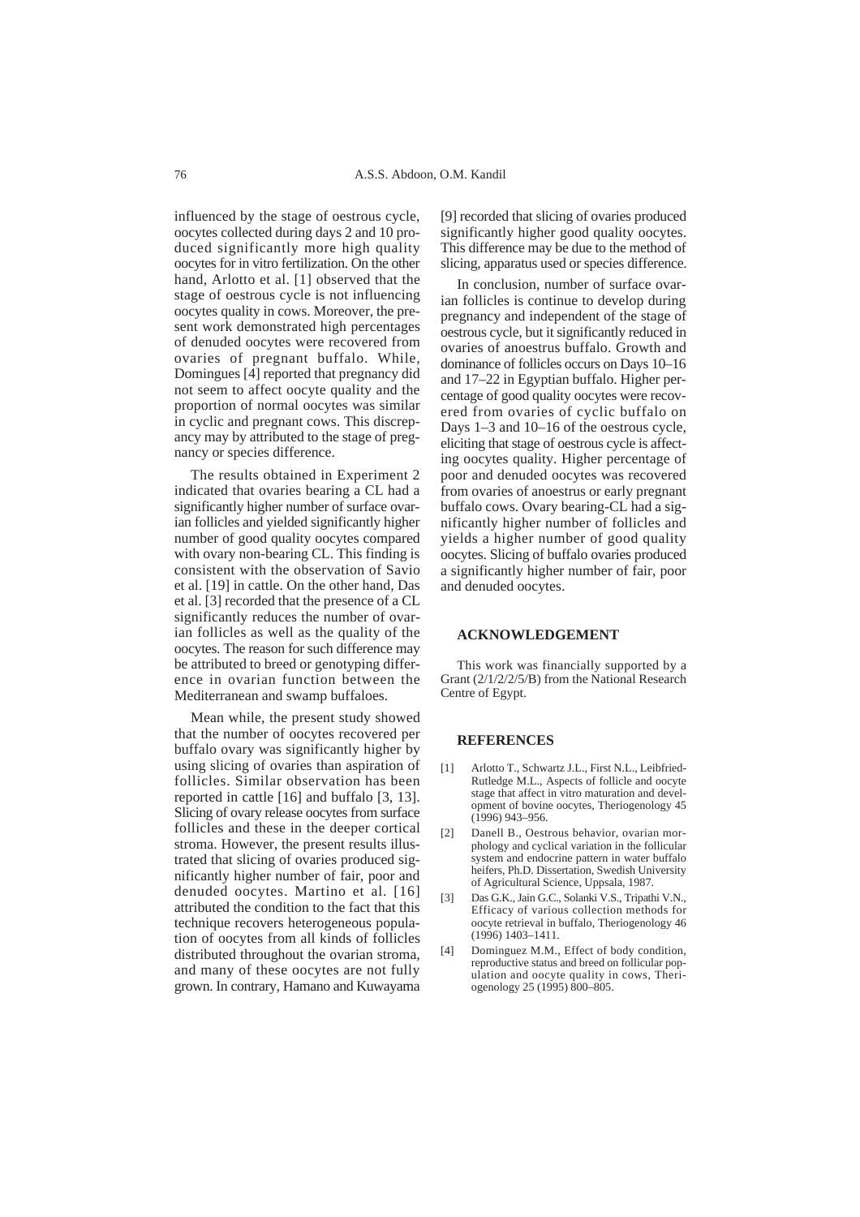influenced by the stage of oestrous cycle, oocytes collected during days 2 and 10 produced significantly more high quality oocytes for in vitro fertilization. On the other hand, Arlotto et al. [1] observed that the stage of oestrous cycle is not influencing oocytes quality in cows. Moreover, the present work demonstrated high percentages of denuded oocytes were recovered from ovaries of pregnant buffalo. While, Domingues [4] reported that pregnancy did not seem to affect oocyte quality and the proportion of normal oocytes was similar in cyclic and pregnant cows. This discrepancy may by attributed to the stage of pregnancy or species difference.

The results obtained in Experiment 2 indicated that ovaries bearing a CL had a significantly higher number of surface ovarian follicles and yielded significantly higher number of good quality oocytes compared with ovary non-bearing CL. This finding is consistent with the observation of Savio et al. [19] in cattle. On the other hand, Das et al. [3] recorded that the presence of a CL significantly reduces the number of ovarian follicles as well as the quality of the oocytes. The reason for such difference may be attributed to breed or genotyping difference in ovarian function between the Mediterranean and swamp buffaloes.

Mean while, the present study showed that the number of oocytes recovered per buffalo ovary was significantly higher by using slicing of ovaries than aspiration of follicles. Similar observation has been reported in cattle [16] and buffalo [3, 13]. Slicing of ovary release oocytes from surface follicles and these in the deeper cortical stroma. However, the present results illustrated that slicing of ovaries produced significantly higher number of fair, poor and denuded oocytes. Martino et al. [16] attributed the condition to the fact that this technique recovers heterogeneous population of oocytes from all kinds of follicles distributed throughout the ovarian stroma, and many of these oocytes are not fully grown. In contrary, Hamano and Kuwayama [9] recorded that slicing of ovaries produced significantly higher good quality oocytes. This difference may be due to the method of slicing, apparatus used or species difference.

In conclusion, number of surface ovarian follicles is continue to develop during pregnancy and independent of the stage of oestrous cycle, but it significantly reduced in ovaries of anoestrus buffalo. Growth and dominance of follicles occurs on Days 10–16 and 17–22 in Egyptian buffalo. Higher percentage of good quality oocytes were recovered from ovaries of cyclic buffalo on Days 1–3 and 10–16 of the oestrous cycle, eliciting that stage of oestrous cycle is affecting oocytes quality. Higher percentage of poor and denuded oocytes was recovered from ovaries of anoestrus or early pregnant buffalo cows. Ovary bearing-CL had a significantly higher number of follicles and yields a higher number of good quality oocytes. Slicing of buffalo ovaries produced a significantly higher number of fair, poor and denuded oocytes.

## ACKNOWLEDGEMENT

This work was financially supported by a Grant (2/1/2/2/5/B) from the National Research Centre of Egypt.

## REFERENCES

[1] Arlotto T., Schwartz J.L., First N.L., Leibfried-Rutledge M.L., Aspects of follicle and oocyte stage that affect in vitro maturation and development of bovine oocytes, Theriogenology 45 (1996) 943–956.

[2] Danell B., Oestrous behavior, ovarian morphology and cyclical variation in the follicular system and endocrine pattern in water buffalo heifers, Ph.D. Dissertation, Swedish University of Agricultural Science, Uppsala, 1987.

[3] Das G.K., Jain G.C., Solanki V.S., Tripathi V.N., Efficacy of various collection methods for oocyte retrieval in buffalo, Theriogenology 46 (1996) 1403–1411.

[4] Dominguez M.M., Effect of body condition, reproductive status and breed on follicular population and oocyte quality in cows, Theriogenology 25 (1995) 800–805.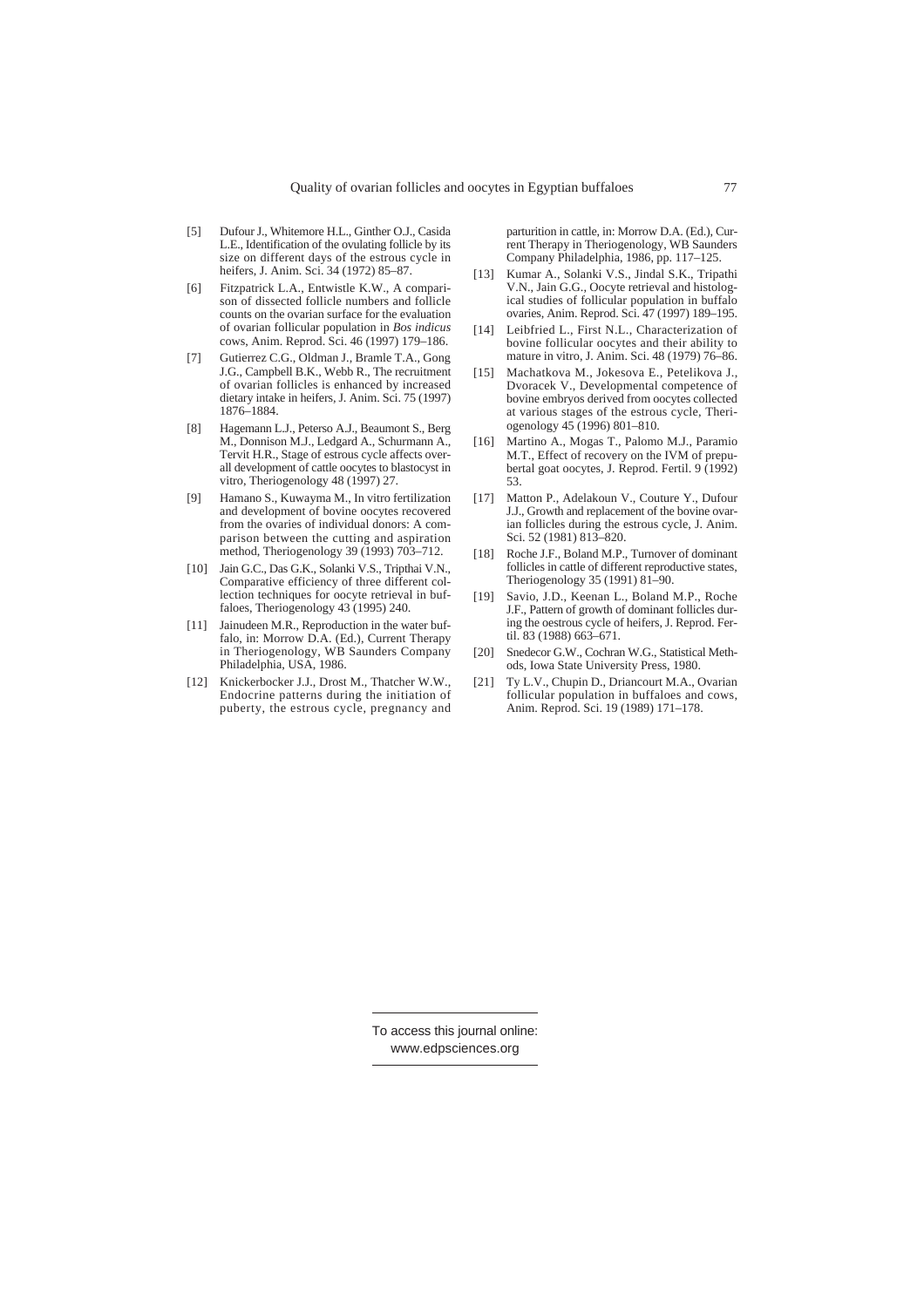[5] Dufour J., Whitemore H.L., Ginther O.J., Casida L.E., Identification of the ovulating follicle by its size on different days of the estrous cycle in heifers, J. Anim. Sci. 34 (1972) 85–87.

[6] Fitzpatrick L.A., Entwistle K.W., A comparison of dissected follicle numbers and follicle counts on the ovarian surface for the evaluation of ovarian follicular population in *Bos indicus* cows, Anim. Reprod. Sci. 46 (1997) 179–186.

[7] Gutierrez C.G., Oldman J., Bramle T.A., Gong J.G., Campbell B.K., Webb R., The recruitment of ovarian follicles is enhanced by increased dietary intake in heifers, J. Anim. Sci. 75 (1997) 1876–1884.

[8] Hagemann L.J., Peterso A.J., Beaumont S., Berg M., Donnison M.J., Ledgard A., Schurmann A., Tervit H.R., Stage of estrous cycle affects overall development of cattle oocytes to blastocyst in vitro, Theriogenology 48 (1997) 27.

[9] Hamano S., Kuwayma M., In vitro fertilization and development of bovine oocytes recovered from the ovaries of individual donors: A comparison between the cutting and aspiration method, Theriogenology 39 (1993) 703–712.

[10] Jain G.C., Das G.K., Solanki V.S., Tripthai V.N., Comparative efficiency of three different collection techniques for oocyte retrieval in buffaloes, Theriogenology 43 (1995) 240.

[11] Jainudeen M.R., Reproduction in the water buffalo, in: Morrow D.A. (Ed.), Current Therapy in Theriogenology, WB Saunders Company Philadelphia, USA, 1986.

[12] Knickerbocker J.J., Drost M., Thatcher W.W., Endocrine patterns during the initiation of puberty, the estrous cycle, pregnancy and parturition in cattle, in: Morrow D.A. (Ed.), Current Therapy in Theriogenology, WB Saunders Company Philadelphia, 1986, pp. 117–125.

[13] Kumar A., Solanki V.S., Jindal S.K., Tripathi V.N., Jain G.G., Oocyte retrieval and histological studies of follicular population in buffalo ovaries, Anim. Reprod. Sci. 47 (1997) 189–195.

[14] Leibfried L., First N.L., Characterization of bovine follicular oocytes and their ability to mature in vitro, J. Anim. Sci. 48 (1979) 76–86.

[15] Machatkova M., Jokesova E., Petelikova J., Dvoracek V., Developmental competence of bovine embryos derived from oocytes collected at various stages of the estrous cycle, Theriogenology 45 (1996) 801–810.

[16] Martino A., Mogas T., Palomo M.J., Paramio M.T., Effect of recovery on the IVM of prepubertal goat oocytes, J. Reprod. Fertil. 9 (1992) 53.

[17] Matton P., Adelakoun V., Couture Y., Dufour J.J., Growth and replacement of the bovine ovarian follicles during the estrous cycle, J. Anim. Sci. 52 (1981) 813–820.

[18] Roche J.F., Boland M.P., Turnover of dominant follicles in cattle of different reproductive states, Theriogenology 35 (1991) 81–90.

[19] Savio, J.D., Keenan L., Boland M.P., Roche J.F., Pattern of growth of dominant follicles during the oestrous cycle of heifers, J. Reprod. Fertil. 83 (1988) 663–671.

[20] Snedecor G.W., Cochran W.G., Statistical Methods, Iowa State University Press, 1980.

[21] Ty L.V., Chupin D., Driancourt M.A., Ovarian follicular population in buffaloes and cows, Anim. Reprod. Sci. 19 (1989) 171–178.

To access this journal online:
www.edpsciences.org